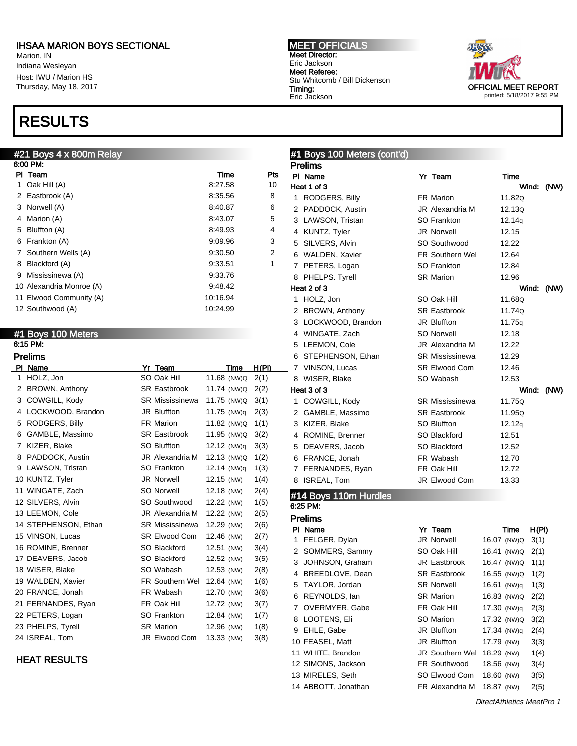IHSAA MARION BOYS SECTIONAL
Marion, IN
Indiana Wesleyan
Host: IWU / Marion HS
Thursday, May 18, 2017

**MEET OFFICIALS**
Meet Director:
Eric Jackson
Meet Referee:
Stu Whitcomb / Bill Dickenson
Timing:
Eric Jackson

OFFICIAL MEET REPORT
printed: 5/18/2017 9:55 PM

# RESULTS

## #21 Boys 4 x 800m Relay

6:00 PM:

| Pl | Team | Time | Pts |
|---|---|---|---|
| 1 | Oak Hill (A) | 8:27.58 | 10 |
| 2 | Eastbrook (A) | 8:35.56 | 8 |
| 3 | Norwell (A) | 8:40.87 | 6 |
| 4 | Marion (A) | 8:43.07 | 5 |
| 5 | Bluffton (A) | 8:49.93 | 4 |
| 6 | Frankton (A) | 9:09.96 | 3 |
| 7 | Southern Wells (A) | 9:30.50 | 2 |
| 8 | Blackford (A) | 9:33.51 | 1 |
| 9 | Mississinewa (A) | 9:33.76 | |
| 10 | Alexandria Monroe (A) | 9:48.42 | |
| 11 | Elwood Community (A) | 10:16.94 | |
| 12 | Southwood (A) | 10:24.99 | |

## #1 Boys 100 Meters

6:15 PM:

### Prelims

| Pl | Name | Yr | Team | Time | H(Pl) |
|---|---|---|---|---|---|
| 1 | HOLZ, Jon | SO | Oak Hill | 11.68 (NW)Q | 2(1) |
| 2 | BROWN, Anthony | SR | Eastbrook | 11.74 (NW)Q | 2(2) |
| 3 | COWGILL, Kody | SR | Mississinewa | 11.75 (NW)Q | 3(1) |
| 4 | LOCKWOOD, Brandon | JR | Bluffton | 11.75 (NW)q | 2(3) |
| 5 | RODGERS, Billy | FR | Marion | 11.82 (NW)Q | 1(1) |
| 6 | GAMBLE, Massimo | SR | Eastbrook | 11.95 (NW)Q | 3(2) |
| 7 | KIZER, Blake | SO | Bluffton | 12.12 (NW)q | 3(3) |
| 8 | PADDOCK, Austin | JR | Alexandria M | 12.13 (NW)Q | 1(2) |
| 9 | LAWSON, Tristan | SO | Frankton | 12.14 (NW)q | 1(3) |
| 10 | KUNTZ, Tyler | JR | Norwell | 12.15 (NW) | 1(4) |
| 11 | WINGATE, Zach | SO | Norwell | 12.18 (NW) | 2(4) |
| 12 | SILVERS, Alvin | SO | Southwood | 12.22 (NW) | 1(5) |
| 13 | LEEMON, Cole | JR | Alexandria M | 12.22 (NW) | 2(5) |
| 14 | STEPHENSON, Ethan | SR | Mississinewa | 12.29 (NW) | 2(6) |
| 15 | VINSON, Lucas | SR | Elwood Com | 12.46 (NW) | 2(7) |
| 16 | ROMINE, Brenner | SO | Blackford | 12.51 (NW) | 3(4) |
| 17 | DEAVERS, Jacob | SO | Blackford | 12.52 (NW) | 3(5) |
| 18 | WISER, Blake | SO | Wabash | 12.53 (NW) | 2(8) |
| 19 | WALDEN, Xavier | FR | Southern Wel | 12.64 (NW) | 1(6) |
| 20 | FRANCE, Jonah | FR | Wabash | 12.70 (NW) | 3(6) |
| 21 | FERNANDES, Ryan | FR | Oak Hill | 12.72 (NW) | 3(7) |
| 22 | PETERS, Logan | SO | Frankton | 12.84 (NW) | 1(7) |
| 23 | PHELPS, Tyrell | SR | Marion | 12.96 (NW) | 1(8) |
| 24 | ISREAL, Tom | JR | Elwood Com | 13.33 (NW) | 3(8) |

### HEAT RESULTS

## #1 Boys 100 Meters (cont'd)

### Prelims

| Pl | Name | Yr | Team | Time |
|---|---|---|---|---|
| **Heat 1 of 3** | | | | Wind: (NW) |
| 1 | RODGERS, Billy | FR | Marion | 11.82Q |
| 2 | PADDOCK, Austin | JR | Alexandria M | 12.13Q |
| 3 | LAWSON, Tristan | SO | Frankton | 12.14q |
| 4 | KUNTZ, Tyler | JR | Norwell | 12.15 |
| 5 | SILVERS, Alvin | SO | Southwood | 12.22 |
| 6 | WALDEN, Xavier | FR | Southern Wel | 12.64 |
| 7 | PETERS, Logan | SO | Frankton | 12.84 |
| 8 | PHELPS, Tyrell | SR | Marion | 12.96 |
| **Heat 2 of 3** | | | | Wind: (NW) |
| 1 | HOLZ, Jon | SO | Oak Hill | 11.68Q |
| 2 | BROWN, Anthony | SR | Eastbrook | 11.74Q |
| 3 | LOCKWOOD, Brandon | JR | Bluffton | 11.75q |
| 4 | WINGATE, Zach | SO | Norwell | 12.18 |
| 5 | LEEMON, Cole | JR | Alexandria M | 12.22 |
| 6 | STEPHENSON, Ethan | SR | Mississinewa | 12.29 |
| 7 | VINSON, Lucas | SR | Elwood Com | 12.46 |
| 8 | WISER, Blake | SO | Wabash | 12.53 |
| **Heat 3 of 3** | | | | Wind: (NW) |
| 1 | COWGILL, Kody | SR | Mississinewa | 11.75Q |
| 2 | GAMBLE, Massimo | SR | Eastbrook | 11.95Q |
| 3 | KIZER, Blake | SO | Bluffton | 12.12q |
| 4 | ROMINE, Brenner | SO | Blackford | 12.51 |
| 5 | DEAVERS, Jacob | SO | Blackford | 12.52 |
| 6 | FRANCE, Jonah | FR | Wabash | 12.70 |
| 7 | FERNANDES, Ryan | FR | Oak Hill | 12.72 |
| 8 | ISREAL, Tom | JR | Elwood Com | 13.33 |

## #14 Boys 110m Hurdles

6:25 PM:

### Prelims

| Pl | Name | Yr | Team | Time | H(Pl) |
|---|---|---|---|---|---|
| 1 | FELGER, Dylan | JR | Norwell | 16.07 (NW)Q | 3(1) |
| 2 | SOMMERS, Sammy | SO | Oak Hill | 16.41 (NW)Q | 2(1) |
| 3 | JOHNSON, Graham | JR | Eastbrook | 16.47 (NW)Q | 1(1) |
| 4 | BREEDLOVE, Dean | SR | Eastbrook | 16.55 (NW)Q | 1(2) |
| 5 | TAYLOR, Jordan | SR | Norwell | 16.61 (NW)q | 1(3) |
| 6 | REYNOLDS, Ian | SR | Marion | 16.83 (NW)Q | 2(2) |
| 7 | OVERMYER, Gabe | FR | Oak Hill | 17.30 (NW)q | 2(3) |
| 8 | LOOTENS, Eli | SO | Marion | 17.32 (NW)Q | 3(2) |
| 9 | EHLE, Gabe | JR | Bluffton | 17.34 (NW)q | 2(4) |
| 10 | FEASEL, Matt | JR | Bluffton | 17.79 (NW) | 3(3) |
| 11 | WHITE, Brandon | JR | Southern Wel | 18.29 (NW) | 1(4) |
| 12 | SIMONS, Jackson | FR | Southwood | 18.56 (NW) | 3(4) |
| 13 | MIRELES, Seth | SO | Elwood Com | 18.60 (NW) | 3(5) |
| 14 | ABBOTT, Jonathan | FR | Alexandria M | 18.87 (NW) | 2(5) |

*DirectAthletics MeetPro 1*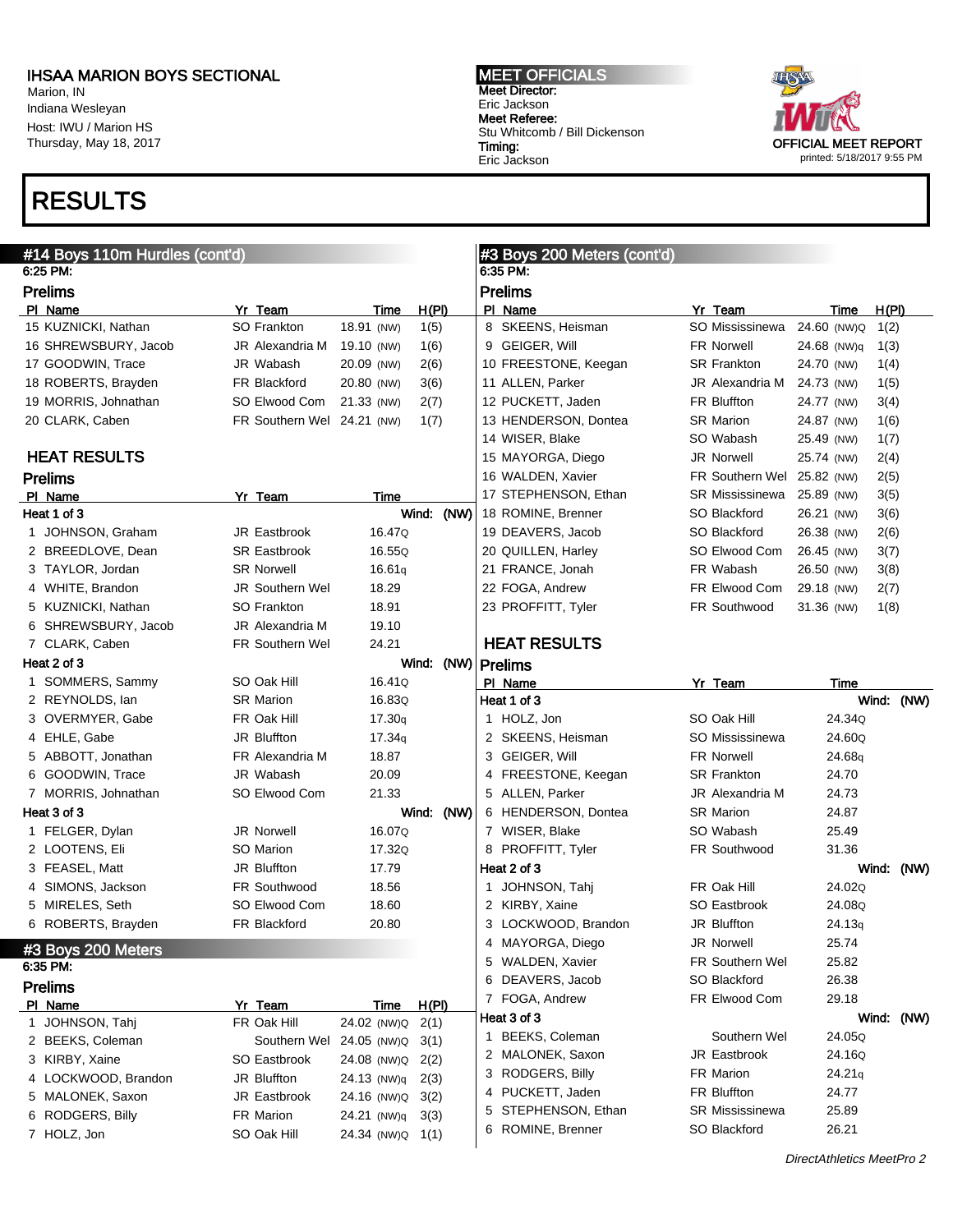IHSAA MARION BOYS SECTIONAL
Marion, IN
Indiana Wesleyan
Host: IWU / Marion HS
Thursday, May 18, 2017

MEET OFFICIALS
Meet Director:
Eric Jackson
Meet Referee:
Stu Whitcomb / Bill Dickenson
Timing:
Eric Jackson

OFFICIAL MEET REPORT
printed: 5/18/2017 9:55 PM

# RESULTS

## #14 Boys 110m Hurdles (cont'd)

6:25 PM:

### Prelims

| Pl | Name | Yr | Team | Time | | H(Pl) |
|---|---|---|---|---|---|---|
| 15 | KUZNICKI, Nathan | SO | Frankton | 18.91 | (NW) | 1(5) |
| 16 | SHREWSBURY, Jacob | JR | Alexandria M | 19.10 | (NW) | 1(6) |
| 17 | GOODWIN, Trace | JR | Wabash | 20.09 | (NW) | 2(6) |
| 18 | ROBERTS, Brayden | FR | Blackford | 20.80 | (NW) | 3(6) |
| 19 | MORRIS, Johnathan | SO | Elwood Com | 21.33 | (NW) | 2(7) |
| 20 | CLARK, Caben | FR | Southern Wel | 24.21 | (NW) | 1(7) |

### HEAT RESULTS

### Prelims

| Pl | Name | Yr | Team | Time |
|---|---|---|---|---|
| **Heat 1 of 3** | | | | **Wind: (NW)** |
| 1 | JOHNSON, Graham | JR | Eastbrook | 16.47Q |
| 2 | BREEDLOVE, Dean | SR | Eastbrook | 16.55Q |
| 3 | TAYLOR, Jordan | SR | Norwell | 16.61q |
| 4 | WHITE, Brandon | JR | Southern Wel | 18.29 |
| 5 | KUZNICKI, Nathan | SO | Frankton | 18.91 |
| 6 | SHREWSBURY, Jacob | JR | Alexandria M | 19.10 |
| 7 | CLARK, Caben | FR | Southern Wel | 24.21 |
| **Heat 2 of 3** | | | | **Wind: (NW)** |
| 1 | SOMMERS, Sammy | SO | Oak Hill | 16.41Q |
| 2 | REYNOLDS, Ian | SR | Marion | 16.83Q |
| 3 | OVERMYER, Gabe | FR | Oak Hill | 17.30q |
| 4 | EHLE, Gabe | JR | Bluffton | 17.34q |
| 5 | ABBOTT, Jonathan | FR | Alexandria M | 18.87 |
| 6 | GOODWIN, Trace | JR | Wabash | 20.09 |
| 7 | MORRIS, Johnathan | SO | Elwood Com | 21.33 |
| **Heat 3 of 3** | | | | **Wind: (NW)** |
| 1 | FELGER, Dylan | JR | Norwell | 16.07Q |
| 2 | LOOTENS, Eli | SO | Marion | 17.32Q |
| 3 | FEASEL, Matt | JR | Bluffton | 17.79 |
| 4 | SIMONS, Jackson | FR | Southwood | 18.56 |
| 5 | MIRELES, Seth | SO | Elwood Com | 18.60 |
| 6 | ROBERTS, Brayden | FR | Blackford | 20.80 |

## #3 Boys 200 Meters

6:35 PM:

### Prelims

| Pl | Name | Yr | Team | Time | | H(Pl) |
|---|---|---|---|---|---|---|
| 1 | JOHNSON, Tahj | FR | Oak Hill | 24.02 | (NW)Q | 2(1) |
| 2 | BEEKS, Coleman | | Southern Wel | 24.05 | (NW)Q | 3(1) |
| 3 | KIRBY, Xaine | SO | Eastbrook | 24.08 | (NW)Q | 2(2) |
| 4 | LOCKWOOD, Brandon | JR | Bluffton | 24.13 | (NW)q | 2(3) |
| 5 | MALONEK, Saxon | JR | Eastbrook | 24.16 | (NW)Q | 3(2) |
| 6 | RODGERS, Billy | FR | Marion | 24.21 | (NW)q | 3(3) |
| 7 | HOLZ, Jon | SO | Oak Hill | 24.34 | (NW)Q | 1(1) |
| 8 | SKEENS, Heisman | SO | Mississinewa | 24.60 | (NW)Q | 1(2) |
| 9 | GEIGER, Will | FR | Norwell | 24.68 | (NW)q | 1(3) |
| 10 | FREESTONE, Keegan | SR | Frankton | 24.70 | (NW) | 1(4) |
| 11 | ALLEN, Parker | JR | Alexandria M | 24.73 | (NW) | 1(5) |
| 12 | PUCKETT, Jaden | FR | Bluffton | 24.77 | (NW) | 3(4) |
| 13 | HENDERSON, Dontea | SR | Marion | 24.87 | (NW) | 1(6) |
| 14 | WISER, Blake | SO | Wabash | 25.49 | (NW) | 1(7) |
| 15 | MAYORGA, Diego | JR | Norwell | 25.74 | (NW) | 2(4) |
| 16 | WALDEN, Xavier | FR | Southern Wel | 25.82 | (NW) | 2(5) |
| 17 | STEPHENSON, Ethan | SR | Mississinewa | 25.89 | (NW) | 3(5) |
| 18 | ROMINE, Brenner | SO | Blackford | 26.21 | (NW) | 3(6) |
| 19 | DEAVERS, Jacob | SO | Blackford | 26.38 | (NW) | 2(6) |
| 20 | QUILLEN, Harley | SO | Elwood Com | 26.45 | (NW) | 3(7) |
| 21 | FRANCE, Jonah | FR | Wabash | 26.50 | (NW) | 3(8) |
| 22 | FOGA, Andrew | FR | Elwood Com | 29.18 | (NW) | 2(7) |
| 23 | PROFFITT, Tyler | FR | Southwood | 31.36 | (NW) | 1(8) |

### HEAT RESULTS

### Prelims

| Pl | Name | Yr | Team | Time |
|---|---|---|---|---|
| **Heat 1 of 3** | | | | **Wind: (NW)** |
| 1 | HOLZ, Jon | SO | Oak Hill | 24.34Q |
| 2 | SKEENS, Heisman | SO | Mississinewa | 24.60Q |
| 3 | GEIGER, Will | FR | Norwell | 24.68q |
| 4 | FREESTONE, Keegan | SR | Frankton | 24.70 |
| 5 | ALLEN, Parker | JR | Alexandria M | 24.73 |
| 6 | HENDERSON, Dontea | SR | Marion | 24.87 |
| 7 | WISER, Blake | SO | Wabash | 25.49 |
| 8 | PROFFITT, Tyler | FR | Southwood | 31.36 |
| **Heat 2 of 3** | | | | **Wind: (NW)** |
| 1 | JOHNSON, Tahj | FR | Oak Hill | 24.02Q |
| 2 | KIRBY, Xaine | SO | Eastbrook | 24.08Q |
| 3 | LOCKWOOD, Brandon | JR | Bluffton | 24.13q |
| 4 | MAYORGA, Diego | JR | Norwell | 25.74 |
| 5 | WALDEN, Xavier | FR | Southern Wel | 25.82 |
| 6 | DEAVERS, Jacob | SO | Blackford | 26.38 |
| 7 | FOGA, Andrew | FR | Elwood Com | 29.18 |
| **Heat 3 of 3** | | | | **Wind: (NW)** |
| 1 | BEEKS, Coleman | | Southern Wel | 24.05Q |
| 2 | MALONEK, Saxon | JR | Eastbrook | 24.16Q |
| 3 | RODGERS, Billy | FR | Marion | 24.21q |
| 4 | PUCKETT, Jaden | FR | Bluffton | 24.77 |
| 5 | STEPHENSON, Ethan | SR | Mississinewa | 25.89 |
| 6 | ROMINE, Brenner | SO | Blackford | 26.21 |

*DirectAthletics MeetPro 2*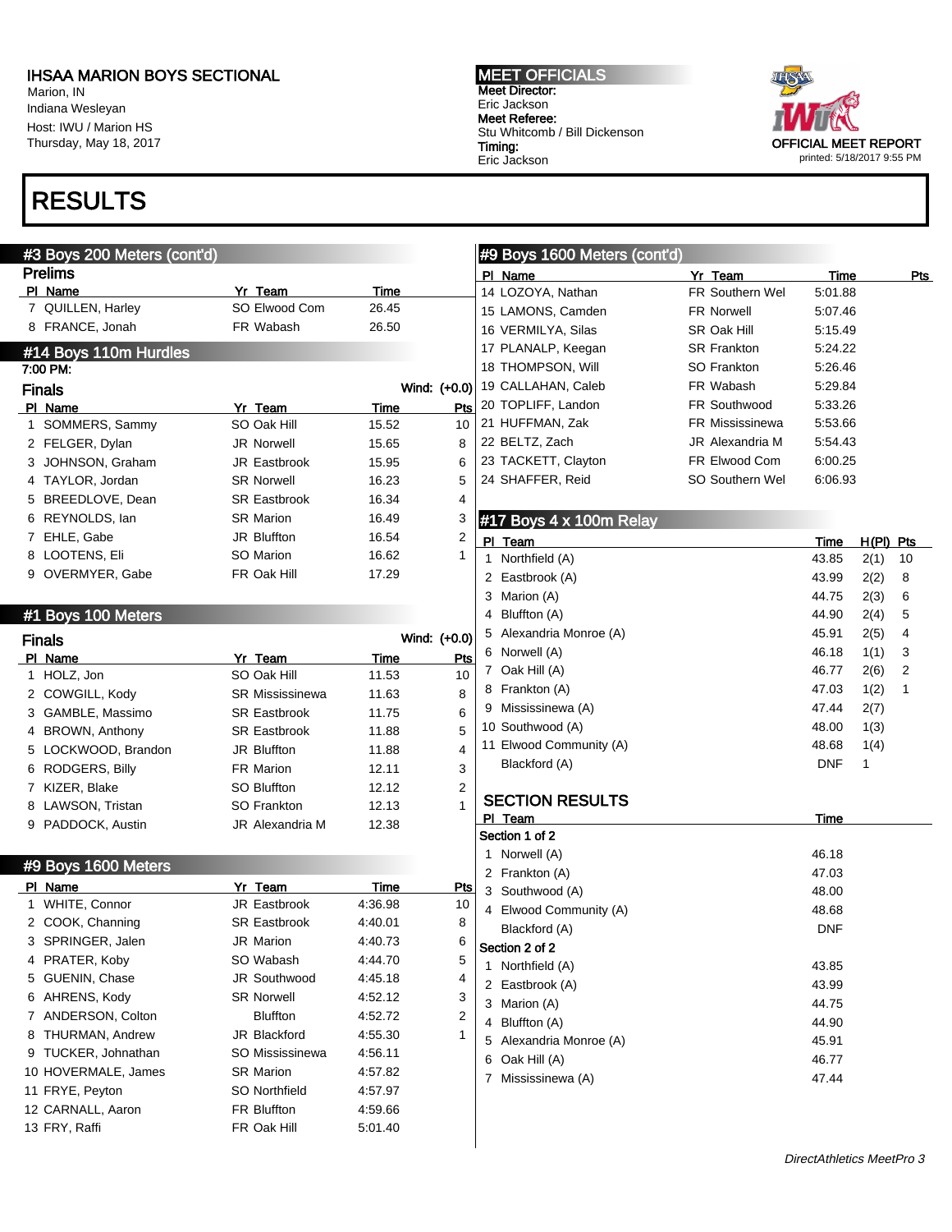# IHSAA MARION BOYS SECTIONAL

Marion, IN
Indiana Wesleyan
Host: IWU / Marion HS
Thursday, May 18, 2017

**MEET OFFICIALS**
Meet Director:
Eric Jackson
Meet Referee:
Stu Whitcomb / Bill Dickenson
Timing:
Eric Jackson

OFFICIAL MEET REPORT
printed: 5/18/2017 9:55 PM

# RESULTS

## #3 Boys 200 Meters (cont'd)

### Prelims

| Pl | Name | Yr | Team | Time |
|---|---|---|---|---|
| 7 | QUILLEN, Harley | SO | Elwood Com | 26.45 |
| 8 | FRANCE, Jonah | FR | Wabash | 26.50 |

## #14 Boys 110m Hurdles

7:00 PM:

### Finals

Wind: (+0.0)

| Pl | Name | Yr | Team | Time | Pts |
|---|---|---|---|---|---|
| 1 | SOMMERS, Sammy | SO | Oak Hill | 15.52 | 10 |
| 2 | FELGER, Dylan | JR | Norwell | 15.65 | 8 |
| 3 | JOHNSON, Graham | JR | Eastbrook | 15.95 | 6 |
| 4 | TAYLOR, Jordan | SR | Norwell | 16.23 | 5 |
| 5 | BREEDLOVE, Dean | SR | Eastbrook | 16.34 | 4 |
| 6 | REYNOLDS, Ian | SR | Marion | 16.49 | 3 |
| 7 | EHLE, Gabe | JR | Bluffton | 16.54 | 2 |
| 8 | LOOTENS, Eli | SO | Marion | 16.62 | 1 |
| 9 | OVERMYER, Gabe | FR | Oak Hill | 17.29 | |

## #1 Boys 100 Meters

### Finals

Wind: (+0.0)

| Pl | Name | Yr | Team | Time | Pts |
|---|---|---|---|---|---|
| 1 | HOLZ, Jon | SO | Oak Hill | 11.53 | 10 |
| 2 | COWGILL, Kody | SR | Mississinewa | 11.63 | 8 |
| 3 | GAMBLE, Massimo | SR | Eastbrook | 11.75 | 6 |
| 4 | BROWN, Anthony | SR | Eastbrook | 11.88 | 5 |
| 5 | LOCKWOOD, Brandon | JR | Bluffton | 11.88 | 4 |
| 6 | RODGERS, Billy | FR | Marion | 12.11 | 3 |
| 7 | KIZER, Blake | SO | Bluffton | 12.12 | 2 |
| 8 | LAWSON, Tristan | SO | Frankton | 12.13 | 1 |
| 9 | PADDOCK, Austin | JR | Alexandria M | 12.38 | |

## #9 Boys 1600 Meters

| Pl | Name | Yr | Team | Time | Pts |
|---|---|---|---|---|---|
| 1 | WHITE, Connor | JR | Eastbrook | 4:36.98 | 10 |
| 2 | COOK, Channing | SR | Eastbrook | 4:40.01 | 8 |
| 3 | SPRINGER, Jalen | JR | Marion | 4:40.73 | 6 |
| 4 | PRATER, Koby | SO | Wabash | 4:44.70 | 5 |
| 5 | GUENIN, Chase | JR | Southwood | 4:45.18 | 4 |
| 6 | AHRENS, Kody | SR | Norwell | 4:52.12 | 3 |
| 7 | ANDERSON, Colton | | Bluffton | 4:52.72 | 2 |
| 8 | THURMAN, Andrew | JR | Blackford | 4:55.30 | 1 |
| 9 | TUCKER, Johnathan | SO | Mississinewa | 4:56.11 | |
| 10 | HOVERMALE, James | SR | Marion | 4:57.82 | |
| 11 | FRYE, Peyton | SO | Northfield | 4:57.97 | |
| 12 | CARNALL, Aaron | FR | Bluffton | 4:59.66 | |
| 13 | FRY, Raffi | FR | Oak Hill | 5:01.40 | |
| 14 | LOZOYA, Nathan | FR | Southern Wel | 5:01.88 | |
| 15 | LAMONS, Camden | FR | Norwell | 5:07.46 | |
| 16 | VERMILYA, Silas | SR | Oak Hill | 5:15.49 | |
| 17 | PLANALP, Keegan | SR | Frankton | 5:24.22 | |
| 18 | THOMPSON, Will | SO | Frankton | 5:26.46 | |
| 19 | CALLAHAN, Caleb | FR | Wabash | 5:29.84 | |
| 20 | TOPLIFF, Landon | FR | Southwood | 5:33.26 | |
| 21 | HUFFMAN, Zak | FR | Mississinewa | 5:53.66 | |
| 22 | BELTZ, Zach | JR | Alexandria M | 5:54.43 | |
| 23 | TACKETT, Clayton | FR | Elwood Com | 6:00.25 | |
| 24 | SHAFFER, Reid | SO | Southern Wel | 6:06.93 | |

## #17 Boys 4 x 100m Relay

| Pl | Team | Time | H(Pl) | Pts |
|---|---|---|---|---|
| 1 | Northfield (A) | 43.85 | 2(1) | 10 |
| 2 | Eastbrook (A) | 43.99 | 2(2) | 8 |
| 3 | Marion (A) | 44.75 | 2(3) | 6 |
| 4 | Bluffton (A) | 44.90 | 2(4) | 5 |
| 5 | Alexandria Monroe (A) | 45.91 | 2(5) | 4 |
| 6 | Norwell (A) | 46.18 | 1(1) | 3 |
| 7 | Oak Hill (A) | 46.77 | 2(6) | 2 |
| 8 | Frankton (A) | 47.03 | 1(2) | 1 |
| 9 | Mississinewa (A) | 47.44 | 2(7) | |
| 10 | Southwood (A) | 48.00 | 1(3) | |
| 11 | Elwood Community (A) | 48.68 | 1(4) | |
| | Blackford (A) | DNF | 1 | |

### SECTION RESULTS

**Section 1 of 2**

| Pl | Team | Time |
|---|---|---|
| 1 | Norwell (A) | 46.18 |
| 2 | Frankton (A) | 47.03 |
| 3 | Southwood (A) | 48.00 |
| 4 | Elwood Community (A) | 48.68 |
| | Blackford (A) | DNF |

**Section 2 of 2**

| Pl | Team | Time |
|---|---|---|
| 1 | Northfield (A) | 43.85 |
| 2 | Eastbrook (A) | 43.99 |
| 3 | Marion (A) | 44.75 |
| 4 | Bluffton (A) | 44.90 |
| 5 | Alexandria Monroe (A) | 45.91 |
| 6 | Oak Hill (A) | 46.77 |
| 7 | Mississinewa (A) | 47.44 |

*DirectAthletics MeetPro 3*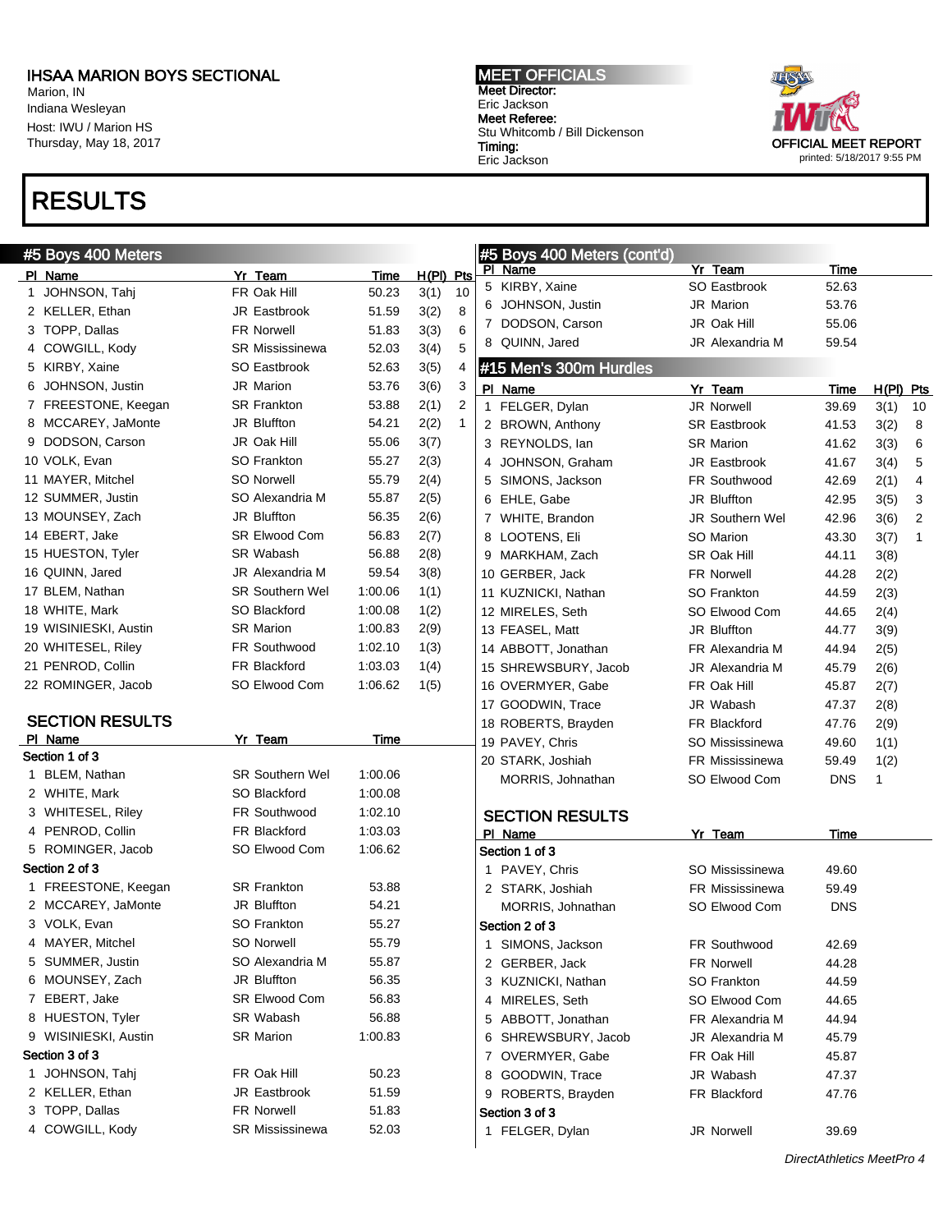IHSAA MARION BOYS SECTIONAL
Marion, IN
Indiana Wesleyan
Host: IWU / Marion HS
Thursday, May 18, 2017

MEET OFFICIALS
Meet Director:
Eric Jackson
Meet Referee:
Stu Whitcomb / Bill Dickenson
Timing:
Eric Jackson

OFFICIAL MEET REPORT
printed: 5/18/2017 9:55 PM

# RESULTS

## #5 Boys 400 Meters

| Pl | Name | Yr | Team | Time | H(Pl) | Pts |
|---|---|---|---|---|---|---|
| 1 | JOHNSON, Tahj | FR | Oak Hill | 50.23 | 3(1) | 10 |
| 2 | KELLER, Ethan | JR | Eastbrook | 51.59 | 3(2) | 8 |
| 3 | TOPP, Dallas | FR | Norwell | 51.83 | 3(3) | 6 |
| 4 | COWGILL, Kody | SR | Mississinewa | 52.03 | 3(4) | 5 |
| 5 | KIRBY, Xaine | SO | Eastbrook | 52.63 | 3(5) | 4 |
| 6 | JOHNSON, Justin | JR | Marion | 53.76 | 3(6) | 3 |
| 7 | FREESTONE, Keegan | SR | Frankton | 53.88 | 2(1) | 2 |
| 8 | MCCAREY, JaMonte | JR | Bluffton | 54.21 | 2(2) | 1 |
| 9 | DODSON, Carson | JR | Oak Hill | 55.06 | 3(7) | |
| 10 | VOLK, Evan | SO | Frankton | 55.27 | 2(3) | |
| 11 | MAYER, Mitchel | SO | Norwell | 55.79 | 2(4) | |
| 12 | SUMMER, Justin | SO | Alexandria M | 55.87 | 2(5) | |
| 13 | MOUNSEY, Zach | JR | Bluffton | 56.35 | 2(6) | |
| 14 | EBERT, Jake | SR | Elwood Com | 56.83 | 2(7) | |
| 15 | HUESTON, Tyler | SR | Wabash | 56.88 | 2(8) | |
| 16 | QUINN, Jared | JR | Alexandria M | 59.54 | 3(8) | |
| 17 | BLEM, Nathan | SR | Southern Wel | 1:00.06 | 1(1) | |
| 18 | WHITE, Mark | SO | Blackford | 1:00.08 | 1(2) | |
| 19 | WISINIESKI, Austin | SR | Marion | 1:00.83 | 2(9) | |
| 20 | WHITESEL, Riley | FR | Southwood | 1:02.10 | 1(3) | |
| 21 | PENROD, Collin | FR | Blackford | 1:03.03 | 1(4) | |
| 22 | ROMINGER, Jacob | SO | Elwood Com | 1:06.62 | 1(5) | |

### SECTION RESULTS

| Pl | Name | Yr | Team | Time |
|---|---|---|---|---|
| **Section 1 of 3** | | | | |
| 1 | BLEM, Nathan | SR | Southern Wel | 1:00.06 |
| 2 | WHITE, Mark | SO | Blackford | 1:00.08 |
| 3 | WHITESEL, Riley | FR | Southwood | 1:02.10 |
| 4 | PENROD, Collin | FR | Blackford | 1:03.03 |
| 5 | ROMINGER, Jacob | SO | Elwood Com | 1:06.62 |
| **Section 2 of 3** | | | | |
| 1 | FREESTONE, Keegan | SR | Frankton | 53.88 |
| 2 | MCCAREY, JaMonte | JR | Bluffton | 54.21 |
| 3 | VOLK, Evan | SO | Frankton | 55.27 |
| 4 | MAYER, Mitchel | SO | Norwell | 55.79 |
| 5 | SUMMER, Justin | SO | Alexandria M | 55.87 |
| 6 | MOUNSEY, Zach | JR | Bluffton | 56.35 |
| 7 | EBERT, Jake | SR | Elwood Com | 56.83 |
| 8 | HUESTON, Tyler | SR | Wabash | 56.88 |
| 9 | WISINIESKI, Austin | SR | Marion | 1:00.83 |
| **Section 3 of 3** | | | | |
| 1 | JOHNSON, Tahj | FR | Oak Hill | 50.23 |
| 2 | KELLER, Ethan | JR | Eastbrook | 51.59 |
| 3 | TOPP, Dallas | FR | Norwell | 51.83 |
| 4 | COWGILL, Kody | SR | Mississinewa | 52.03 |
| 5 | KIRBY, Xaine | SO | Eastbrook | 52.63 |
| 6 | JOHNSON, Justin | JR | Marion | 53.76 |
| 7 | DODSON, Carson | JR | Oak Hill | 55.06 |
| 8 | QUINN, Jared | JR | Alexandria M | 59.54 |

## #15 Men's 300m Hurdles

| Pl | Name | Yr | Team | Time | H(Pl) | Pts |
|---|---|---|---|---|---|---|
| 1 | FELGER, Dylan | JR | Norwell | 39.69 | 3(1) | 10 |
| 2 | BROWN, Anthony | SR | Eastbrook | 41.53 | 3(2) | 8 |
| 3 | REYNOLDS, Ian | SR | Marion | 41.62 | 3(3) | 6 |
| 4 | JOHNSON, Graham | JR | Eastbrook | 41.67 | 3(4) | 5 |
| 5 | SIMONS, Jackson | FR | Southwood | 42.69 | 2(1) | 4 |
| 6 | EHLE, Gabe | JR | Bluffton | 42.95 | 3(5) | 3 |
| 7 | WHITE, Brandon | JR | Southern Wel | 42.96 | 3(6) | 2 |
| 8 | LOOTENS, Eli | SO | Marion | 43.30 | 3(7) | 1 |
| 9 | MARKHAM, Zach | SR | Oak Hill | 44.11 | 3(8) | |
| 10 | GERBER, Jack | FR | Norwell | 44.28 | 2(2) | |
| 11 | KUZNICKI, Nathan | SO | Frankton | 44.59 | 2(3) | |
| 12 | MIRELES, Seth | SO | Elwood Com | 44.65 | 2(4) | |
| 13 | FEASEL, Matt | JR | Bluffton | 44.77 | 3(9) | |
| 14 | ABBOTT, Jonathan | FR | Alexandria M | 44.94 | 2(5) | |
| 15 | SHREWSBURY, Jacob | JR | Alexandria M | 45.79 | 2(6) | |
| 16 | OVERMYER, Gabe | FR | Oak Hill | 45.87 | 2(7) | |
| 17 | GOODWIN, Trace | JR | Wabash | 47.37 | 2(8) | |
| 18 | ROBERTS, Brayden | FR | Blackford | 47.76 | 2(9) | |
| 19 | PAVEY, Chris | SO | Mississinewa | 49.60 | 1(1) | |
| 20 | STARK, Joshiah | FR | Mississinewa | 59.49 | 1(2) | |
| | MORRIS, Johnathan | SO | Elwood Com | DNS | 1 | |

### SECTION RESULTS

| Pl | Name | Yr | Team | Time |
|---|---|---|---|---|
| **Section 1 of 3** | | | | |
| 1 | PAVEY, Chris | SO | Mississinewa | 49.60 |
| 2 | STARK, Joshiah | FR | Mississinewa | 59.49 |
| | MORRIS, Johnathan | SO | Elwood Com | DNS |
| **Section 2 of 3** | | | | |
| 1 | SIMONS, Jackson | FR | Southwood | 42.69 |
| 2 | GERBER, Jack | FR | Norwell | 44.28 |
| 3 | KUZNICKI, Nathan | SO | Frankton | 44.59 |
| 4 | MIRELES, Seth | SO | Elwood Com | 44.65 |
| 5 | ABBOTT, Jonathan | FR | Alexandria M | 44.94 |
| 6 | SHREWSBURY, Jacob | JR | Alexandria M | 45.79 |
| 7 | OVERMYER, Gabe | FR | Oak Hill | 45.87 |
| 8 | GOODWIN, Trace | JR | Wabash | 47.37 |
| 9 | ROBERTS, Brayden | FR | Blackford | 47.76 |
| **Section 3 of 3** | | | | |
| 1 | FELGER, Dylan | JR | Norwell | 39.69 |

*DirectAthletics MeetPro 4*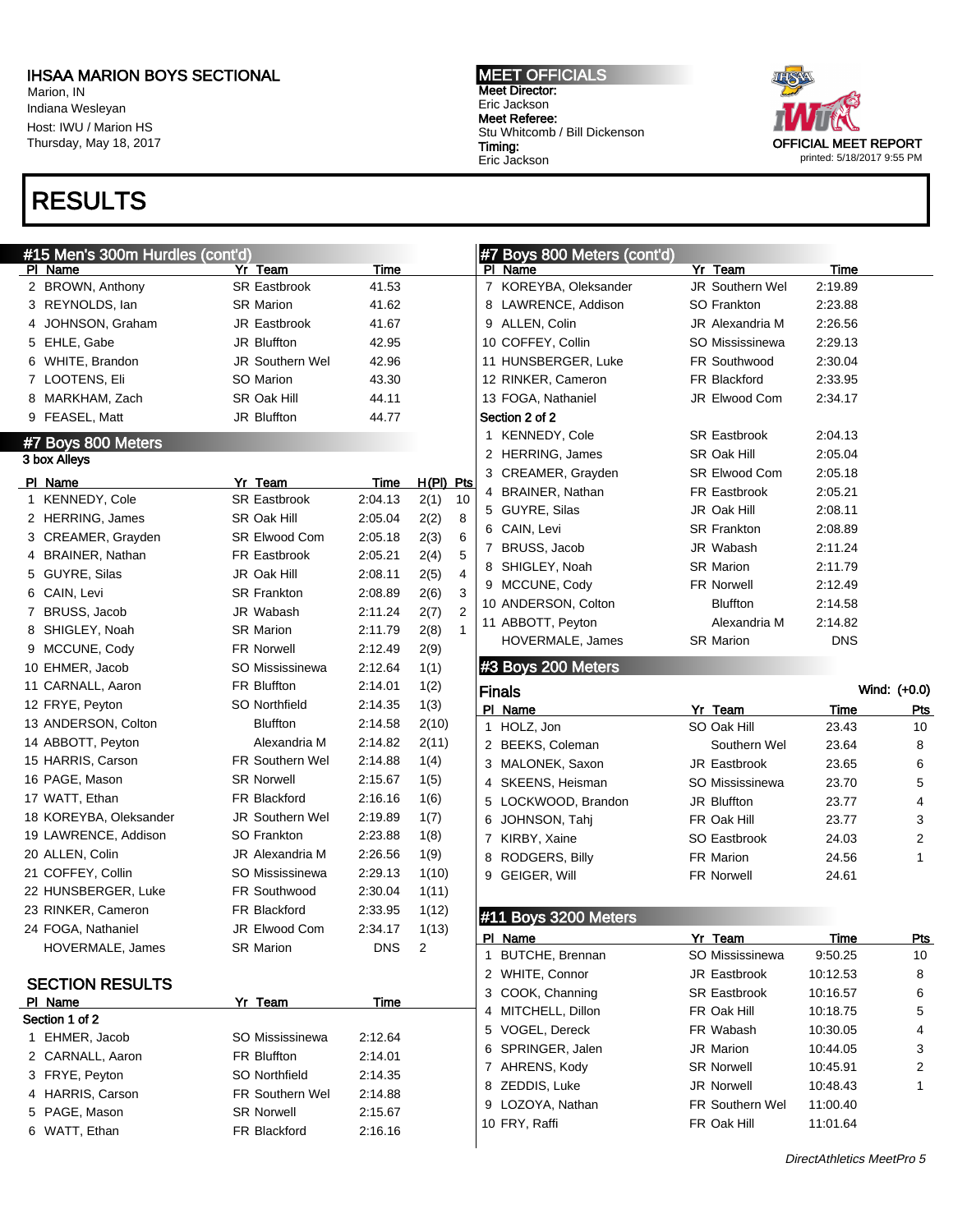# IHSAA MARION BOYS SECTIONAL

Marion, IN
Indiana Wesleyan
Host: IWU / Marion HS
Thursday, May 18, 2017

**MEET OFFICIALS**
Meet Director:
Eric Jackson
Meet Referee:
Stu Whitcomb / Bill Dickenson
Timing:
Eric Jackson

OFFICIAL MEET REPORT
printed: 5/18/2017 9:55 PM

# RESULTS

## #15 Men's 300m Hurdles (cont'd)

| Pl | Name | Yr | Team | Time |
|---|---|---|---|---|
| 2 | BROWN, Anthony | SR | Eastbrook | 41.53 |
| 3 | REYNOLDS, Ian | SR | Marion | 41.62 |
| 4 | JOHNSON, Graham | JR | Eastbrook | 41.67 |
| 5 | EHLE, Gabe | JR | Bluffton | 42.95 |
| 6 | WHITE, Brandon | JR | Southern Wel | 42.96 |
| 7 | LOOTENS, Eli | SO | Marion | 43.30 |
| 8 | MARKHAM, Zach | SR | Oak Hill | 44.11 |
| 9 | FEASEL, Matt | JR | Bluffton | 44.77 |

## #7 Boys 800 Meters

3 box Alleys

| Pl | Name | Yr | Team | Time | H(Pl) | Pts |
|---|---|---|---|---|---|---|
| 1 | KENNEDY, Cole | SR | Eastbrook | 2:04.13 | 2(1) | 10 |
| 2 | HERRING, James | SR | Oak Hill | 2:05.04 | 2(2) | 8 |
| 3 | CREAMER, Grayden | SR | Elwood Com | 2:05.18 | 2(3) | 6 |
| 4 | BRAINER, Nathan | FR | Eastbrook | 2:05.21 | 2(4) | 5 |
| 5 | GUYRE, Silas | JR | Oak Hill | 2:08.11 | 2(5) | 4 |
| 6 | CAIN, Levi | SR | Frankton | 2:08.89 | 2(6) | 3 |
| 7 | BRUSS, Jacob | JR | Wabash | 2:11.24 | 2(7) | 2 |
| 8 | SHIGLEY, Noah | SR | Marion | 2:11.79 | 2(8) | 1 |
| 9 | MCCUNE, Cody | FR | Norwell | 2:12.49 | 2(9) | |
| 10 | EHMER, Jacob | SO | Mississinewa | 2:12.64 | 1(1) | |
| 11 | CARNALL, Aaron | FR | Bluffton | 2:14.01 | 1(2) | |
| 12 | FRYE, Peyton | SO | Northfield | 2:14.35 | 1(3) | |
| 13 | ANDERSON, Colton | | Bluffton | 2:14.58 | 2(10) | |
| 14 | ABBOTT, Peyton | | Alexandria M | 2:14.82 | 2(11) | |
| 15 | HARRIS, Carson | FR | Southern Wel | 2:14.88 | 1(4) | |
| 16 | PAGE, Mason | SR | Norwell | 2:15.67 | 1(5) | |
| 17 | WATT, Ethan | FR | Blackford | 2:16.16 | 1(6) | |
| 18 | KOREYBA, Oleksander | JR | Southern Wel | 2:19.89 | 1(7) | |
| 19 | LAWRENCE, Addison | SO | Frankton | 2:23.88 | 1(8) | |
| 20 | ALLEN, Colin | JR | Alexandria M | 2:26.56 | 1(9) | |
| 21 | COFFEY, Collin | SO | Mississinewa | 2:29.13 | 1(10) | |
| 22 | HUNSBERGER, Luke | FR | Southwood | 2:30.04 | 1(11) | |
| 23 | RINKER, Cameron | FR | Blackford | 2:33.95 | 1(12) | |
| 24 | FOGA, Nathaniel | JR | Elwood Com | 2:34.17 | 1(13) | |
| | HOVERMALE, James | SR | Marion | DNS | 2 | |

### SECTION RESULTS

| Pl | Name | Yr | Team | Time |
|---|---|---|---|---|
| **Section 1 of 2** | | | | |
| 1 | EHMER, Jacob | SO | Mississinewa | 2:12.64 |
| 2 | CARNALL, Aaron | FR | Bluffton | 2:14.01 |
| 3 | FRYE, Peyton | SO | Northfield | 2:14.35 |
| 4 | HARRIS, Carson | FR | Southern Wel | 2:14.88 |
| 5 | PAGE, Mason | SR | Norwell | 2:15.67 |
| 6 | WATT, Ethan | FR | Blackford | 2:16.16 |
| 7 | KOREYBA, Oleksander | JR | Southern Wel | 2:19.89 |
| 8 | LAWRENCE, Addison | SO | Frankton | 2:23.88 |
| 9 | ALLEN, Colin | JR | Alexandria M | 2:26.56 |
| 10 | COFFEY, Collin | SO | Mississinewa | 2:29.13 |
| 11 | HUNSBERGER, Luke | FR | Southwood | 2:30.04 |
| 12 | RINKER, Cameron | FR | Blackford | 2:33.95 |
| 13 | FOGA, Nathaniel | JR | Elwood Com | 2:34.17 |
| **Section 2 of 2** | | | | |
| 1 | KENNEDY, Cole | SR | Eastbrook | 2:04.13 |
| 2 | HERRING, James | SR | Oak Hill | 2:05.04 |
| 3 | CREAMER, Grayden | SR | Elwood Com | 2:05.18 |
| 4 | BRAINER, Nathan | FR | Eastbrook | 2:05.21 |
| 5 | GUYRE, Silas | JR | Oak Hill | 2:08.11 |
| 6 | CAIN, Levi | SR | Frankton | 2:08.89 |
| 7 | BRUSS, Jacob | JR | Wabash | 2:11.24 |
| 8 | SHIGLEY, Noah | SR | Marion | 2:11.79 |
| 9 | MCCUNE, Cody | FR | Norwell | 2:12.49 |
| 10 | ANDERSON, Colton | | Bluffton | 2:14.58 |
| 11 | ABBOTT, Peyton | | Alexandria M | 2:14.82 |
| | HOVERMALE, James | SR | Marion | DNS |

## #3 Boys 200 Meters

### Finals

Wind: (+0.0)

| Pl | Name | Yr | Team | Time | Pts |
|---|---|---|---|---|---|
| 1 | HOLZ, Jon | SO | Oak Hill | 23.43 | 10 |
| 2 | BEEKS, Coleman | | Southern Wel | 23.64 | 8 |
| 3 | MALONEK, Saxon | JR | Eastbrook | 23.65 | 6 |
| 4 | SKEENS, Heisman | SO | Mississinewa | 23.70 | 5 |
| 5 | LOCKWOOD, Brandon | JR | Bluffton | 23.77 | 4 |
| 6 | JOHNSON, Tahj | FR | Oak Hill | 23.77 | 3 |
| 7 | KIRBY, Xaine | SO | Eastbrook | 24.03 | 2 |
| 8 | RODGERS, Billy | FR | Marion | 24.56 | 1 |
| 9 | GEIGER, Will | FR | Norwell | 24.61 | |

## #11 Boys 3200 Meters

| Pl | Name | Yr | Team | Time | Pts |
|---|---|---|---|---|---|
| 1 | BUTCHE, Brennan | SO | Mississinewa | 9:50.25 | 10 |
| 2 | WHITE, Connor | JR | Eastbrook | 10:12.53 | 8 |
| 3 | COOK, Channing | SR | Eastbrook | 10:16.57 | 6 |
| 4 | MITCHELL, Dillon | FR | Oak Hill | 10:18.75 | 5 |
| 5 | VOGEL, Dereck | FR | Wabash | 10:30.05 | 4 |
| 6 | SPRINGER, Jalen | JR | Marion | 10:44.05 | 3 |
| 7 | AHRENS, Kody | SR | Norwell | 10:45.91 | 2 |
| 8 | ZEDDIS, Luke | JR | Norwell | 10:48.43 | 1 |
| 9 | LOZOYA, Nathan | FR | Southern Wel | 11:00.40 | |
| 10 | FRY, Raffi | FR | Oak Hill | 11:01.64 | |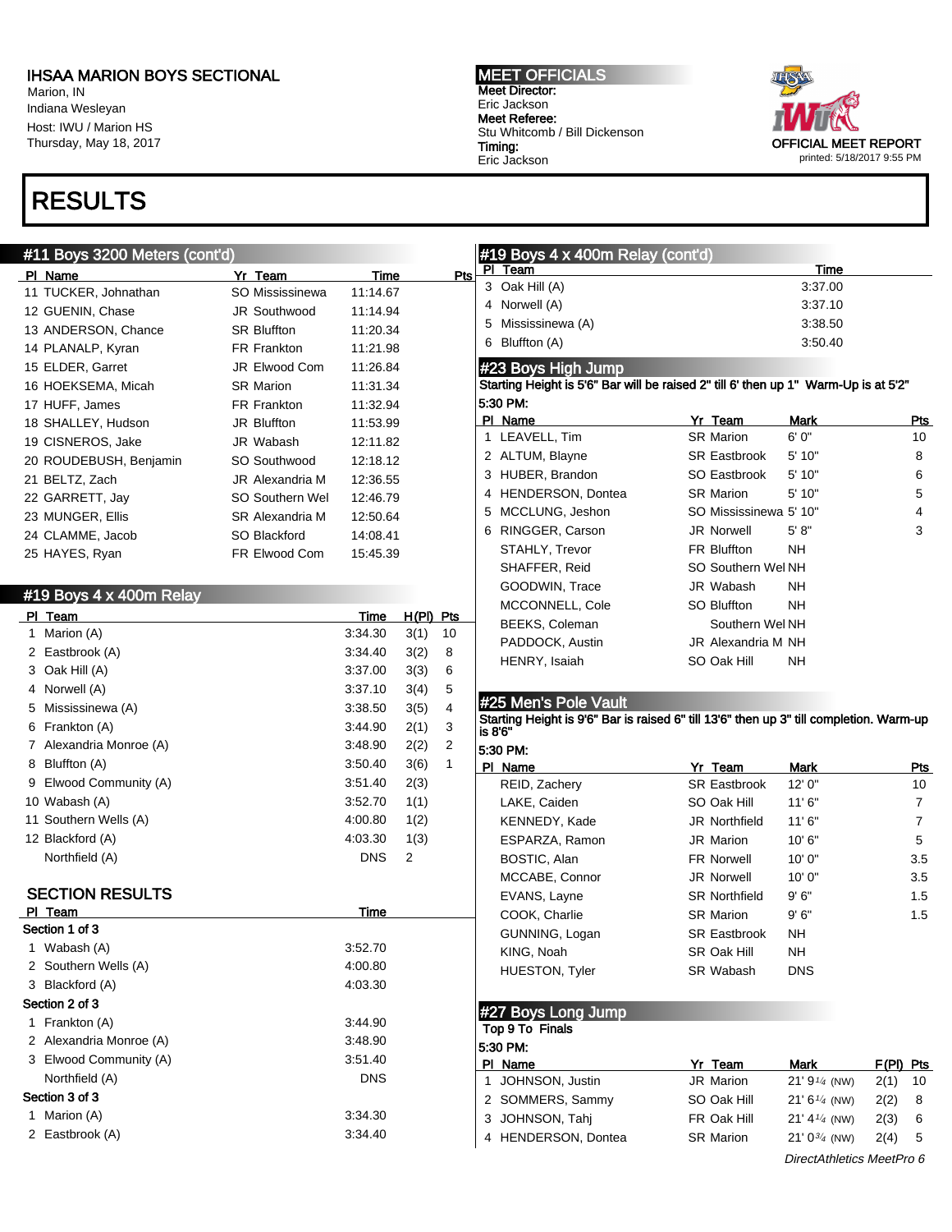IHSAA MARION BOYS SECTIONAL
Marion, IN
Indiana Wesleyan
Host: IWU / Marion HS
Thursday, May 18, 2017

MEET OFFICIALS
Meet Director:
Eric Jackson
Meet Referee:
Stu Whitcomb / Bill Dickenson
Timing:
Eric Jackson

OFFICIAL MEET REPORT
printed: 5/18/2017 9:55 PM

# RESULTS

## #11 Boys 3200 Meters (cont'd)

| Pl | Name | Yr | Team | Time | Pts |
|---|---|---|---|---|---|
| 11 | TUCKER, Johnathan | SO | Mississinewa | 11:14.67 | |
| 12 | GUENIN, Chase | JR | Southwood | 11:14.94 | |
| 13 | ANDERSON, Chance | SR | Bluffton | 11:20.34 | |
| 14 | PLANALP, Kyran | FR | Frankton | 11:21.98 | |
| 15 | ELDER, Garret | JR | Elwood Com | 11:26.84 | |
| 16 | HOEKSEMA, Micah | SR | Marion | 11:31.34 | |
| 17 | HUFF, James | FR | Frankton | 11:32.94 | |
| 18 | SHALLEY, Hudson | JR | Bluffton | 11:53.99 | |
| 19 | CISNEROS, Jake | JR | Wabash | 12:11.82 | |
| 20 | ROUDEBUSH, Benjamin | SO | Southwood | 12:18.12 | |
| 21 | BELTZ, Zach | JR | Alexandria M | 12:36.55 | |
| 22 | GARRETT, Jay | SO | Southern Wel | 12:46.79 | |
| 23 | MUNGER, Ellis | SR | Alexandria M | 12:50.64 | |
| 24 | CLAMME, Jacob | SO | Blackford | 14:08.41 | |
| 25 | HAYES, Ryan | FR | Elwood Com | 15:45.39 | |

## #19 Boys 4 x 400m Relay

| Pl | Team | Time | H(Pl) | Pts |
|---|---|---|---|---|
| 1 | Marion (A) | 3:34.30 | 3(1) | 10 |
| 2 | Eastbrook (A) | 3:34.40 | 3(2) | 8 |
| 3 | Oak Hill (A) | 3:37.00 | 3(3) | 6 |
| 4 | Norwell (A) | 3:37.10 | 3(4) | 5 |
| 5 | Mississinewa (A) | 3:38.50 | 3(5) | 4 |
| 6 | Frankton (A) | 3:44.90 | 2(1) | 3 |
| 7 | Alexandria Monroe (A) | 3:48.90 | 2(2) | 2 |
| 8 | Bluffton (A) | 3:50.40 | 3(6) | 1 |
| 9 | Elwood Community (A) | 3:51.40 | 2(3) | |
| 10 | Wabash (A) | 3:52.70 | 1(1) | |
| 11 | Southern Wells (A) | 4:00.80 | 1(2) | |
| 12 | Blackford (A) | 4:03.30 | 1(3) | |
| | Northfield (A) | DNS | 2 | |

### SECTION RESULTS

| Pl | Team | Time |
|---|---|---|
| **Section 1 of 3** | | |
| 1 | Wabash (A) | 3:52.70 |
| 2 | Southern Wells (A) | 4:00.80 |
| 3 | Blackford (A) | 4:03.30 |
| **Section 2 of 3** | | |
| 1 | Frankton (A) | 3:44.90 |
| 2 | Alexandria Monroe (A) | 3:48.90 |
| 3 | Elwood Community (A) | 3:51.40 |
| | Northfield (A) | DNS |
| **Section 3 of 3** | | |
| 1 | Marion (A) | 3:34.30 |
| 2 | Eastbrook (A) | 3:34.40 |

## #19 Boys 4 x 400m Relay (cont'd)

| Pl | Team | Time |
|---|---|---|
| 3 | Oak Hill (A) | 3:37.00 |
| 4 | Norwell (A) | 3:37.10 |
| 5 | Mississinewa (A) | 3:38.50 |
| 6 | Bluffton (A) | 3:50.40 |

## #23 Boys High Jump

**Starting Height is 5'6" Bar will be raised 2" till 6' then up 1" Warm-Up is at 5'2"**

**5:30 PM:**

| Pl | Name | Yr | Team | Mark | Pts |
|---|---|---|---|---|---|
| 1 | LEAVELL, Tim | SR | Marion | 6' 0" | 10 |
| 2 | ALTUM, Blayne | SR | Eastbrook | 5' 10" | 8 |
| 3 | HUBER, Brandon | SO | Eastbrook | 5' 10" | 6 |
| 4 | HENDERSON, Dontea | SR | Marion | 5' 10" | 5 |
| 5 | MCCLUNG, Jeshon | SO | Mississinewa | 5' 10" | 4 |
| 6 | RINGGER, Carson | JR | Norwell | 5' 8" | 3 |
| | STAHLY, Trevor | FR | Bluffton | NH | |
| | SHAFFER, Reid | SO | Southern Wel | NH | |
| | GOODWIN, Trace | JR | Wabash | NH | |
| | MCCONNELL, Cole | SO | Bluffton | NH | |
| | BEEKS, Coleman | | Southern Wel | NH | |
| | PADDOCK, Austin | JR | Alexandria M | NH | |
| | HENRY, Isaiah | SO | Oak Hill | NH | |

## #25 Men's Pole Vault

**Starting Height is 9'6" Bar is raised 6" till 13'6" then up 3" till completion. Warm-up is 8'6"**

**5:30 PM:**

| Pl | Name | Yr | Team | Mark | Pts |
|---|---|---|---|---|---|
| | REID, Zachery | SR | Eastbrook | 12' 0" | 10 |
| | LAKE, Caiden | SO | Oak Hill | 11' 6" | 7 |
| | KENNEDY, Kade | JR | Northfield | 11' 6" | 7 |
| | ESPARZA, Ramon | JR | Marion | 10' 6" | 5 |
| | BOSTIC, Alan | FR | Norwell | 10' 0" | 3.5 |
| | MCCABE, Connor | JR | Norwell | 10' 0" | 3.5 |
| | EVANS, Layne | SR | Northfield | 9' 6" | 1.5 |
| | COOK, Charlie | SR | Marion | 9' 6" | 1.5 |
| | GUNNING, Logan | SR | Eastbrook | NH | |
| | KING, Noah | SR | Oak Hill | NH | |
| | HUESTON, Tyler | SR | Wabash | DNS | |

## #27 Boys Long Jump

**Top 9 To Finals**

**5:30 PM:**

| Pl | Name | Yr | Team | Mark | F(Pl) | Pts |
|---|---|---|---|---|---|---|
| 1 | JOHNSON, Justin | JR | Marion | 21' 9¼ (NW) | 2(1) | 10 |
| 2 | SOMMERS, Sammy | SO | Oak Hill | 21' 6¼ (NW) | 2(2) | 8 |
| 3 | JOHNSON, Tahj | FR | Oak Hill | 21' 4¼ (NW) | 2(3) | 6 |
| 4 | HENDERSON, Dontea | SR | Marion | 21' 0¾ (NW) | 2(4) | 5 |

DirectAthletics MeetPro 6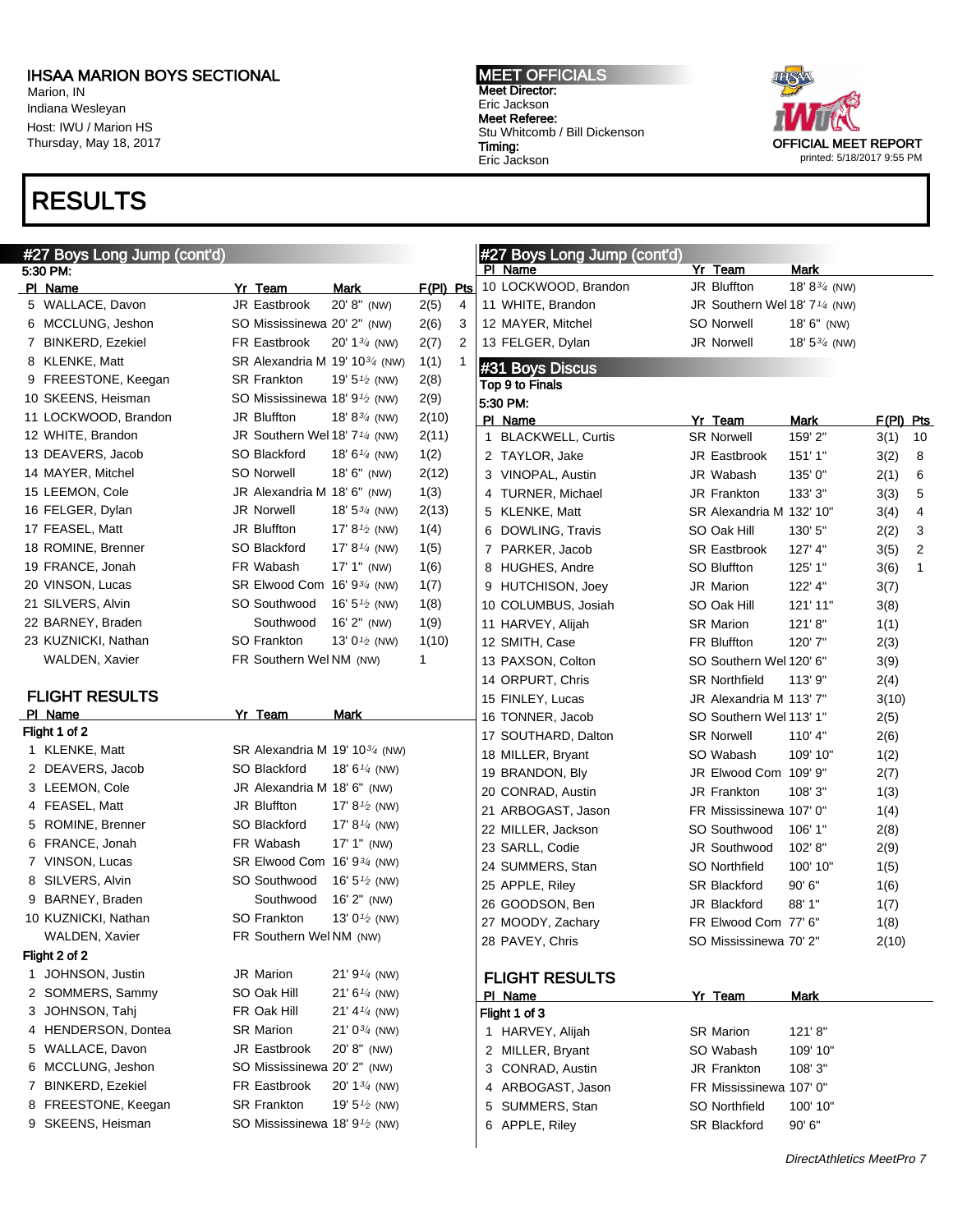IHSAA MARION BOYS SECTIONAL
Marion, IN
Indiana Wesleyan
Host: IWU / Marion HS
Thursday, May 18, 2017

MEET OFFICIALS
Meet Director:
Eric Jackson
Meet Referee:
Stu Whitcomb / Bill Dickenson
Timing:
Eric Jackson

OFFICIAL MEET REPORT
printed: 5/18/2017 9:55 PM

# RESULTS

## #27 Boys Long Jump (cont'd)

5:30 PM:

| Pl | Name | Yr | Team | Mark | F(Pl) | Pts |
|---|---|---|---|---|---|---|
| 5 | WALLACE, Davon | JR | Eastbrook | 20' 8" (NW) | 2(5) | 4 |
| 6 | MCCLUNG, Jeshon | SO | Mississinewa | 20' 2" (NW) | 2(6) | 3 |
| 7 | BINKERD, Ezekiel | FR | Eastbrook | 20' 1¾ (NW) | 2(7) | 2 |
| 8 | KLENKE, Matt | SR | Alexandria M | 19' 10¾ (NW) | 1(1) | 1 |
| 9 | FREESTONE, Keegan | SR | Frankton | 19' 5½ (NW) | 2(8) | |
| 10 | SKEENS, Heisman | SO | Mississinewa | 18' 9½ (NW) | 2(9) | |
| 11 | LOCKWOOD, Brandon | JR | Bluffton | 18' 8¾ (NW) | 2(10) | |
| 12 | WHITE, Brandon | JR | Southern Wel | 18' 7¼ (NW) | 2(11) | |
| 13 | DEAVERS, Jacob | SO | Blackford | 18' 6¼ (NW) | 1(2) | |
| 14 | MAYER, Mitchel | SO | Norwell | 18' 6" (NW) | 2(12) | |
| 15 | LEEMON, Cole | JR | Alexandria M | 18' 6" (NW) | 1(3) | |
| 16 | FELGER, Dylan | JR | Norwell | 18' 5¾ (NW) | 2(13) | |
| 17 | FEASEL, Matt | JR | Bluffton | 17' 8½ (NW) | 1(4) | |
| 18 | ROMINE, Brenner | SO | Blackford | 17' 8¼ (NW) | 1(5) | |
| 19 | FRANCE, Jonah | FR | Wabash | 17' 1" (NW) | 1(6) | |
| 20 | VINSON, Lucas | SR | Elwood Com | 16' 9¾ (NW) | 1(7) | |
| 21 | SILVERS, Alvin | SO | Southwood | 16' 5½ (NW) | 1(8) | |
| 22 | BARNEY, Braden | | Southwood | 16' 2" (NW) | 1(9) | |
| 23 | KUZNICKI, Nathan | SO | Frankton | 13' 0½ (NW) | 1(10) | |
| | WALDEN, Xavier | FR | Southern Wel | NM (NW) | 1 | |

### FLIGHT RESULTS

| Pl | Name | Yr | Team | Mark |
|---|---|---|---|---|
| **Flight 1 of 2** | | | | |
| 1 | KLENKE, Matt | SR | Alexandria M | 19' 10¾ (NW) |
| 2 | DEAVERS, Jacob | SO | Blackford | 18' 6¼ (NW) |
| 3 | LEEMON, Cole | JR | Alexandria M | 18' 6" (NW) |
| 4 | FEASEL, Matt | JR | Bluffton | 17' 8½ (NW) |
| 5 | ROMINE, Brenner | SO | Blackford | 17' 8¼ (NW) |
| 6 | FRANCE, Jonah | FR | Wabash | 17' 1" (NW) |
| 7 | VINSON, Lucas | SR | Elwood Com | 16' 9¾ (NW) |
| 8 | SILVERS, Alvin | SO | Southwood | 16' 5½ (NW) |
| 9 | BARNEY, Braden | | Southwood | 16' 2" (NW) |
| 10 | KUZNICKI, Nathan | SO | Frankton | 13' 0½ (NW) |
| | WALDEN, Xavier | FR | Southern Wel | NM (NW) |
| **Flight 2 of 2** | | | | |
| 1 | JOHNSON, Justin | JR | Marion | 21' 9¼ (NW) |
| 2 | SOMMERS, Sammy | SO | Oak Hill | 21' 6¼ (NW) |
| 3 | JOHNSON, Tahj | FR | Oak Hill | 21' 4¼ (NW) |
| 4 | HENDERSON, Dontea | SR | Marion | 21' 0¾ (NW) |
| 5 | WALLACE, Davon | JR | Eastbrook | 20' 8" (NW) |
| 6 | MCCLUNG, Jeshon | SO | Mississinewa | 20' 2" (NW) |
| 7 | BINKERD, Ezekiel | FR | Eastbrook | 20' 1¾ (NW) |
| 8 | FREESTONE, Keegan | SR | Frankton | 19' 5½ (NW) |
| 9 | SKEENS, Heisman | SO | Mississinewa | 18' 9½ (NW) |
| 10 | LOCKWOOD, Brandon | JR | Bluffton | 18' 8¾ (NW) |
| 11 | WHITE, Brandon | JR | Southern Wel | 18' 7¼ (NW) |
| 12 | MAYER, Mitchel | SO | Norwell | 18' 6" (NW) |
| 13 | FELGER, Dylan | JR | Norwell | 18' 5¾ (NW) |

## #31 Boys Discus

Top 9 to Finals

5:30 PM:

| Pl | Name | Yr | Team | Mark | F(Pl) | Pts |
|---|---|---|---|---|---|---|
| 1 | BLACKWELL, Curtis | SR | Norwell | 159' 2" | 3(1) | 10 |
| 2 | TAYLOR, Jake | JR | Eastbrook | 151' 1" | 3(2) | 8 |
| 3 | VINOPAL, Austin | JR | Wabash | 135' 0" | 2(1) | 6 |
| 4 | TURNER, Michael | JR | Frankton | 133' 3" | 3(3) | 5 |
| 5 | KLENKE, Matt | SR | Alexandria M | 132' 10" | 3(4) | 4 |
| 6 | DOWLING, Travis | SO | Oak Hill | 130' 5" | 2(2) | 3 |
| 7 | PARKER, Jacob | SR | Eastbrook | 127' 4" | 3(5) | 2 |
| 8 | HUGHES, Andre | SO | Bluffton | 125' 1" | 3(6) | 1 |
| 9 | HUTCHISON, Joey | JR | Marion | 122' 4" | 3(7) | |
| 10 | COLUMBUS, Josiah | SO | Oak Hill | 121' 11" | 3(8) | |
| 11 | HARVEY, Alijah | SR | Marion | 121' 8" | 1(1) | |
| 12 | SMITH, Case | FR | Bluffton | 120' 7" | 2(3) | |
| 13 | PAXSON, Colton | SO | Southern Wel | 120' 6" | 3(9) | |
| 14 | ORPURT, Chris | SR | Northfield | 113' 9" | 2(4) | |
| 15 | FINLEY, Lucas | JR | Alexandria M | 113' 7" | 3(10) | |
| 16 | TONNER, Jacob | SO | Southern Wel | 113' 1" | 2(5) | |
| 17 | SOUTHARD, Dalton | SR | Norwell | 110' 4" | 2(6) | |
| 18 | MILLER, Bryant | SO | Wabash | 109' 10" | 1(2) | |
| 19 | BRANDON, Bly | JR | Elwood Com | 109' 9" | 2(7) | |
| 20 | CONRAD, Austin | JR | Frankton | 108' 3" | 1(3) | |
| 21 | ARBOGAST, Jason | FR | Mississinewa | 107' 0" | 1(4) | |
| 22 | MILLER, Jackson | SO | Southwood | 106' 1" | 2(8) | |
| 23 | SARLL, Codie | JR | Southwood | 102' 8" | 2(9) | |
| 24 | SUMMERS, Stan | SO | Northfield | 100' 10" | 1(5) | |
| 25 | APPLE, Riley | SR | Blackford | 90' 6" | 1(6) | |
| 26 | GOODSON, Ben | JR | Blackford | 88' 1" | 1(7) | |
| 27 | MOODY, Zachary | FR | Elwood Com | 77' 6" | 1(8) | |
| 28 | PAVEY, Chris | SO | Mississinewa | 70' 2" | 2(10) | |

### FLIGHT RESULTS

| Pl | Name | Yr | Team | Mark |
|---|---|---|---|---|
| **Flight 1 of 3** | | | | |
| 1 | HARVEY, Alijah | SR | Marion | 121' 8" |
| 2 | MILLER, Bryant | SO | Wabash | 109' 10" |
| 3 | CONRAD, Austin | JR | Frankton | 108' 3" |
| 4 | ARBOGAST, Jason | FR | Mississinewa | 107' 0" |
| 5 | SUMMERS, Stan | SO | Northfield | 100' 10" |
| 6 | APPLE, Riley | SR | Blackford | 90' 6" |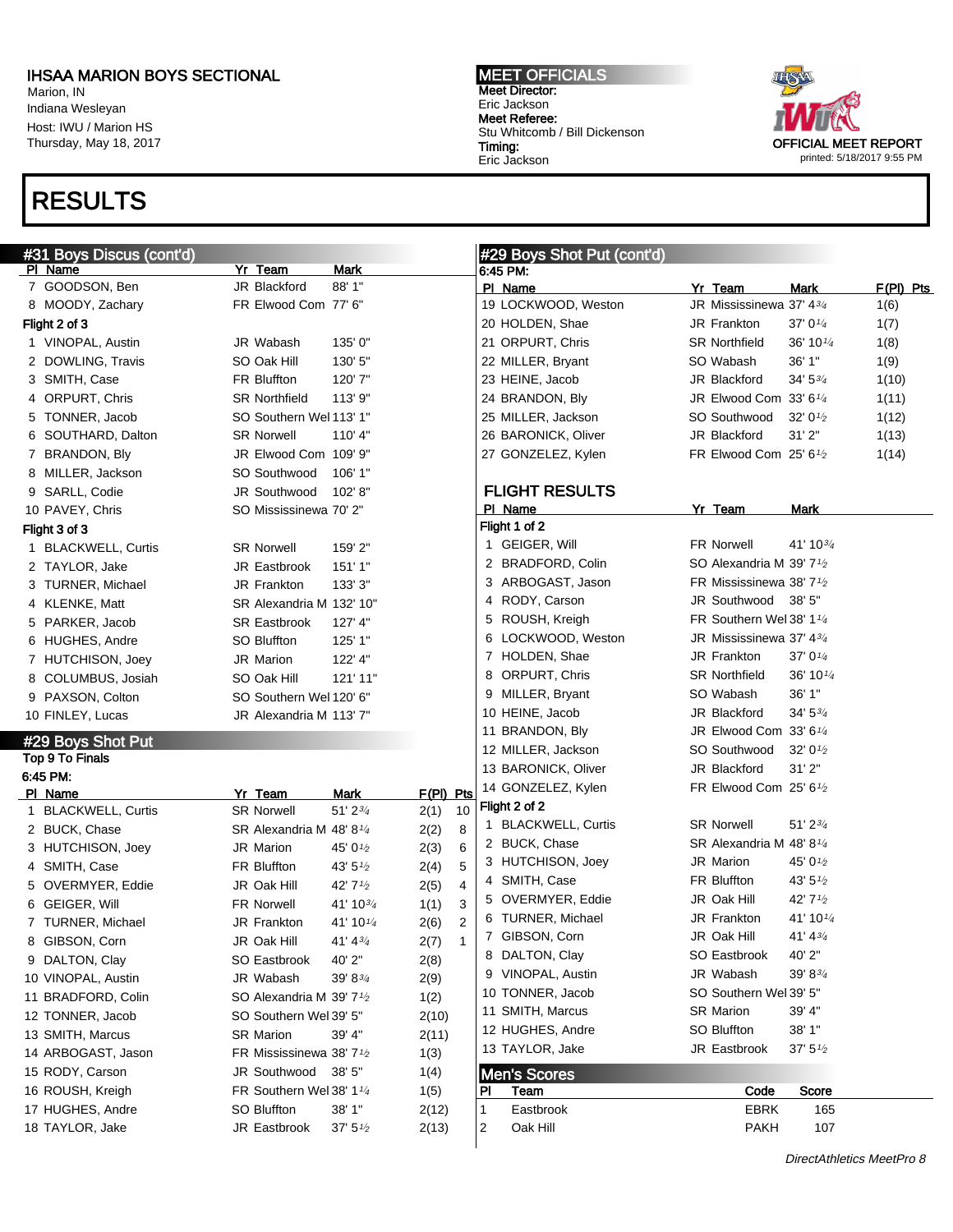IHSAA MARION BOYS SECTIONAL
Marion, IN
Indiana Wesleyan
Host: IWU / Marion HS
Thursday, May 18, 2017

MEET OFFICIALS
Meet Director:
Eric Jackson
Meet Referee:
Stu Whitcomb / Bill Dickenson
Timing:
Eric Jackson

OFFICIAL MEET REPORT
printed: 5/18/2017 9:55 PM

# RESULTS

## #31 Boys Discus (cont'd)

| Pl | Name | Yr | Team | Mark |
|---|---|---|---|---|
| 7 | GOODSON, Ben | JR | Blackford | 88' 1" |
| 8 | MOODY, Zachary | FR | Elwood Com | 77' 6" |

**Flight 2 of 3**

| Pl | Name | Yr | Team | Mark |
|---|---|---|---|---|
| 1 | VINOPAL, Austin | JR | Wabash | 135' 0" |
| 2 | DOWLING, Travis | SO | Oak Hill | 130' 5" |
| 3 | SMITH, Case | FR | Bluffton | 120' 7" |
| 4 | ORPURT, Chris | SR | Northfield | 113' 9" |
| 5 | TONNER, Jacob | SO | Southern Wel | 113' 1" |
| 6 | SOUTHARD, Dalton | SR | Norwell | 110' 4" |
| 7 | BRANDON, Bly | JR | Elwood Com | 109' 9" |
| 8 | MILLER, Jackson | SO | Southwood | 106' 1" |
| 9 | SARLL, Codie | JR | Southwood | 102' 8" |
| 10 | PAVEY, Chris | SO | Mississinewa | 70' 2" |

**Flight 3 of 3**

| Pl | Name | Yr | Team | Mark |
|---|---|---|---|---|
| 1 | BLACKWELL, Curtis | SR | Norwell | 159' 2" |
| 2 | TAYLOR, Jake | JR | Eastbrook | 151' 1" |
| 3 | TURNER, Michael | JR | Frankton | 133' 3" |
| 4 | KLENKE, Matt | SR | Alexandria M | 132' 10" |
| 5 | PARKER, Jacob | SR | Eastbrook | 127' 4" |
| 6 | HUGHES, Andre | SO | Bluffton | 125' 1" |
| 7 | HUTCHISON, Joey | JR | Marion | 122' 4" |
| 8 | COLUMBUS, Josiah | SO | Oak Hill | 121' 11" |
| 9 | PAXSON, Colton | SO | Southern Wel | 120' 6" |
| 10 | FINLEY, Lucas | JR | Alexandria M | 113' 7" |

## #29 Boys Shot Put

Top 9 To Finals
6:45 PM:

| Pl | Name | Yr | Team | Mark | F(Pl) | Pts |
|---|---|---|---|---|---|---|
| 1 | BLACKWELL, Curtis | SR | Norwell | 51' 2¾ | 2(1) | 10 |
| 2 | BUCK, Chase | SR | Alexandria M | 48' 8¼ | 2(2) | 8 |
| 3 | HUTCHISON, Joey | JR | Marion | 45' 0½ | 2(3) | 6 |
| 4 | SMITH, Case | FR | Bluffton | 43' 5½ | 2(4) | 5 |
| 5 | OVERMYER, Eddie | JR | Oak Hill | 42' 7½ | 2(5) | 4 |
| 6 | GEIGER, Will | FR | Norwell | 41' 10¾ | 1(1) | 3 |
| 7 | TURNER, Michael | JR | Frankton | 41' 10¼ | 2(6) | 2 |
| 8 | GIBSON, Corn | JR | Oak Hill | 41' 4¾ | 2(7) | 1 |
| 9 | DALTON, Clay | SO | Eastbrook | 40' 2" | 2(8) | |
| 10 | VINOPAL, Austin | JR | Wabash | 39' 8¾ | 2(9) | |
| 11 | BRADFORD, Colin | SO | Alexandria M | 39' 7½ | 1(2) | |
| 12 | TONNER, Jacob | SO | Southern Wel | 39' 5" | 2(10) | |
| 13 | SMITH, Marcus | SR | Marion | 39' 4" | 2(11) | |
| 14 | ARBOGAST, Jason | FR | Mississinewa | 38' 7½ | 1(3) | |
| 15 | RODY, Carson | JR | Southwood | 38' 5" | 1(4) | |
| 16 | ROUSH, Kreigh | FR | Southern Wel | 38' 1¼ | 1(5) | |
| 17 | HUGHES, Andre | SO | Bluffton | 38' 1" | 2(12) | |
| 18 | TAYLOR, Jake | JR | Eastbrook | 37' 5½ | 2(13) | |
| 19 | LOCKWOOD, Weston | JR | Mississinewa | 37' 4¾ | 1(6) | |
| 20 | HOLDEN, Shae | JR | Frankton | 37' 0¼ | 1(7) | |
| 21 | ORPURT, Chris | SR | Northfield | 36' 10¼ | 1(8) | |
| 22 | MILLER, Bryant | SO | Wabash | 36' 1" | 1(9) | |
| 23 | HEINE, Jacob | JR | Blackford | 34' 5¾ | 1(10) | |
| 24 | BRANDON, Bly | JR | Elwood Com | 33' 6¼ | 1(11) | |
| 25 | MILLER, Jackson | SO | Southwood | 32' 0½ | 1(12) | |
| 26 | BARONICK, Oliver | JR | Blackford | 31' 2" | 1(13) | |
| 27 | GONZELEZ, Kylen | FR | Elwood Com | 25' 6½ | 1(14) | |

### FLIGHT RESULTS

**Flight 1 of 2**

| Pl | Name | Yr | Team | Mark |
|---|---|---|---|---|
| 1 | GEIGER, Will | FR | Norwell | 41' 10¾ |
| 2 | BRADFORD, Colin | SO | Alexandria M | 39' 7½ |
| 3 | ARBOGAST, Jason | FR | Mississinewa | 38' 7½ |
| 4 | RODY, Carson | JR | Southwood | 38' 5" |
| 5 | ROUSH, Kreigh | FR | Southern Wel | 38' 1¼ |
| 6 | LOCKWOOD, Weston | JR | Mississinewa | 37' 4¾ |
| 7 | HOLDEN, Shae | JR | Frankton | 37' 0¼ |
| 8 | ORPURT, Chris | SR | Northfield | 36' 10¼ |
| 9 | MILLER, Bryant | SO | Wabash | 36' 1" |
| 10 | HEINE, Jacob | JR | Blackford | 34' 5¾ |
| 11 | BRANDON, Bly | JR | Elwood Com | 33' 6¼ |
| 12 | MILLER, Jackson | SO | Southwood | 32' 0½ |
| 13 | BARONICK, Oliver | JR | Blackford | 31' 2" |
| 14 | GONZELEZ, Kylen | FR | Elwood Com | 25' 6½ |

**Flight 2 of 2**

| Pl | Name | Yr | Team | Mark |
|---|---|---|---|---|
| 1 | BLACKWELL, Curtis | SR | Norwell | 51' 2¾ |
| 2 | BUCK, Chase | SR | Alexandria M | 48' 8¼ |
| 3 | HUTCHISON, Joey | JR | Marion | 45' 0½ |
| 4 | SMITH, Case | FR | Bluffton | 43' 5½ |
| 5 | OVERMYER, Eddie | JR | Oak Hill | 42' 7½ |
| 6 | TURNER, Michael | JR | Frankton | 41' 10¼ |
| 7 | GIBSON, Corn | JR | Oak Hill | 41' 4¾ |
| 8 | DALTON, Clay | SO | Eastbrook | 40' 2" |
| 9 | VINOPAL, Austin | JR | Wabash | 39' 8¾ |
| 10 | TONNER, Jacob | SO | Southern Wel | 39' 5" |
| 11 | SMITH, Marcus | SR | Marion | 39' 4" |
| 12 | HUGHES, Andre | SO | Bluffton | 38' 1" |
| 13 | TAYLOR, Jake | JR | Eastbrook | 37' 5½ |

## Men's Scores

| Pl | Team | Code | Score |
|---|---|---|---|
| 1 | Eastbrook | EBRK | 165 |
| 2 | Oak Hill | PAKH | 107 |

*DirectAthletics MeetPro 8*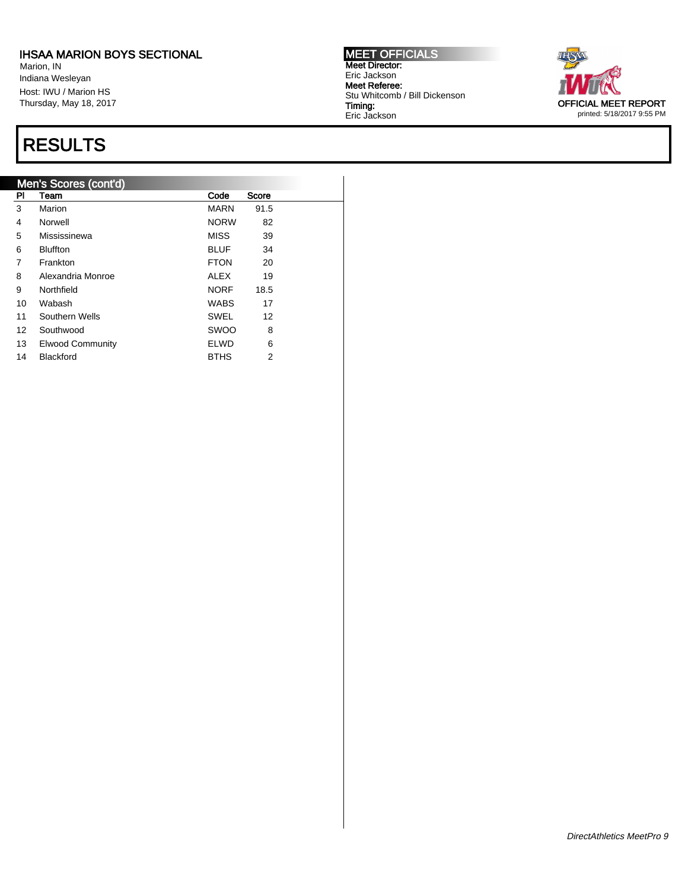IHSAA MARION BOYS SECTIONAL
Marion, IN
Indiana Wesleyan
Host: IWU / Marion HS
Thursday, May 18, 2017

MEET OFFICIALS
**Meet Director:**
Eric Jackson
**Meet Referee:**
Stu Whitcomb / Bill Dickenson
**Timing:**
Eric Jackson

OFFICIAL MEET REPORT
printed: 5/18/2017 9:55 PM

# RESULTS

## Men's Scores (cont'd)

| Pl | Team | Code | Score |
|---|---|---|---|
| 3 | Marion | MARN | 91.5 |
| 4 | Norwell | NORW | 82 |
| 5 | Mississinewa | MISS | 39 |
| 6 | Bluffton | BLUF | 34 |
| 7 | Frankton | FTON | 20 |
| 8 | Alexandria Monroe | ALEX | 19 |
| 9 | Northfield | NORF | 18.5 |
| 10 | Wabash | WABS | 17 |
| 11 | Southern Wells | SWEL | 12 |
| 12 | Southwood | SWOO | 8 |
| 13 | Elwood Community | ELWD | 6 |
| 14 | Blackford | BTHS | 2 |

*DirectAthletics MeetPro 9*